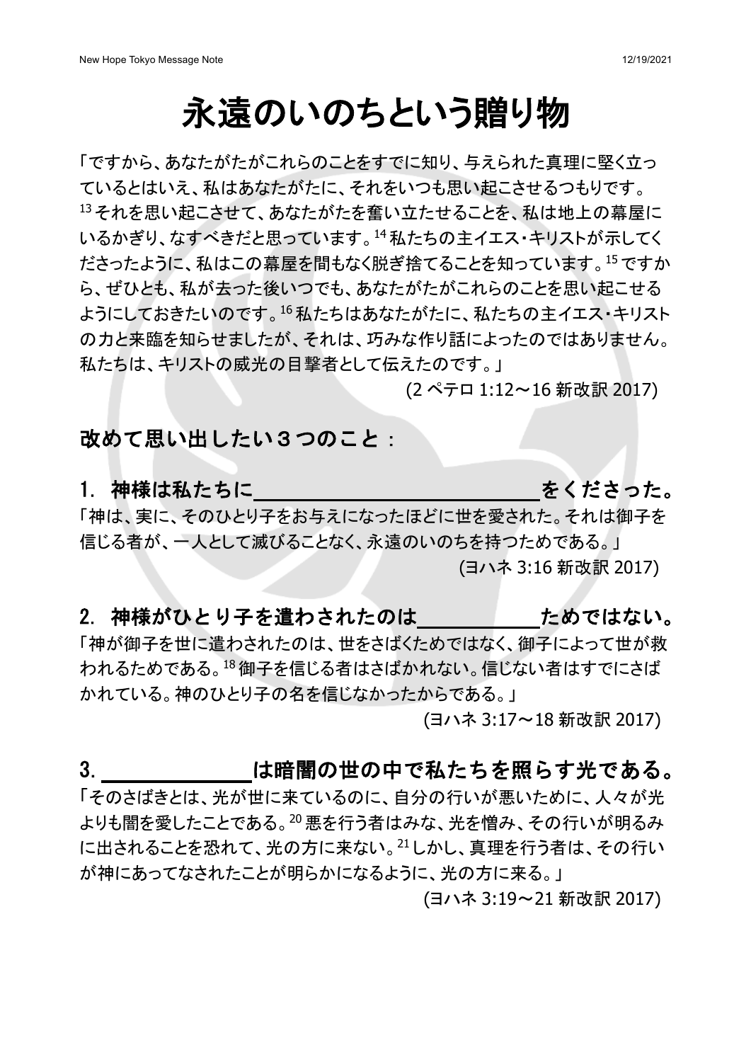# 永遠のいのちという贈り物

「ですから、あなたがたがこれらのことをすでに知り、与えられた真理に堅く立っているとはいえ、私はあなたがたに、それをいつも思い起こさせるつもりです。[13] それを思い起こさせて、あなたがたを奮い立たせることを、私は地上の幕屋にいるかぎり、なすべきだと思っています。[14] 私たちの主イエス・キリストが示してくださったように、私はこの幕屋を間もなく脱ぎ捨てることを知っています。[15] ですから、ぜひとも、私が去った後いつでも、あなたがたがこれらのことを思い起こせるようにしておきたいのです。[16] 私たちはあなたがたに、私たちの主イエス・キリストの力と来臨を知らせましたが、それは、巧みな作り話によったのではありません。私たちは、キリストの威光の目撃者として伝えたのです。」

(2 ペテロ 1:12～16 新改訳 2017)

## 改めて思い出したい３つのこと：

### 1. 神様は私たちに＿＿＿＿＿＿＿＿＿＿＿＿＿をくださった。

「神は、実に、そのひとり子をお与えになったほどに世を愛された。それは御子を信じる者が、一人として滅びることなく、永遠のいのちを持つためである。」

(ヨハネ 3:16 新改訳 2017)

### 2. 神様がひとり子を遣わされたのは＿＿＿＿＿＿ためではない。

「神が御子を世に遣わされたのは、世をさばくためではなく、御子によって世が救われるためである。[18] 御子を信じる者はさばかれない。信じない者はすでにさばかれている。神のひとり子の名を信じなかったからである。」

(ヨハネ 3:17～18 新改訳 2017)

### 3. ＿＿＿＿＿＿＿は暗闇の世の中で私たちを照らす光である。

「そのさばきとは、光が世に来ているのに、自分の行いが悪いために、人々が光よりも闇を愛したことである。[20] 悪を行う者はみな、光を憎み、その行いが明るみに出されることを恐れて、光の方に来ない。[21] しかし、真理を行う者は、その行いが神にあってなされたことが明らかになるように、光の方に来る。」

(ヨハネ 3:19～21 新改訳 2017)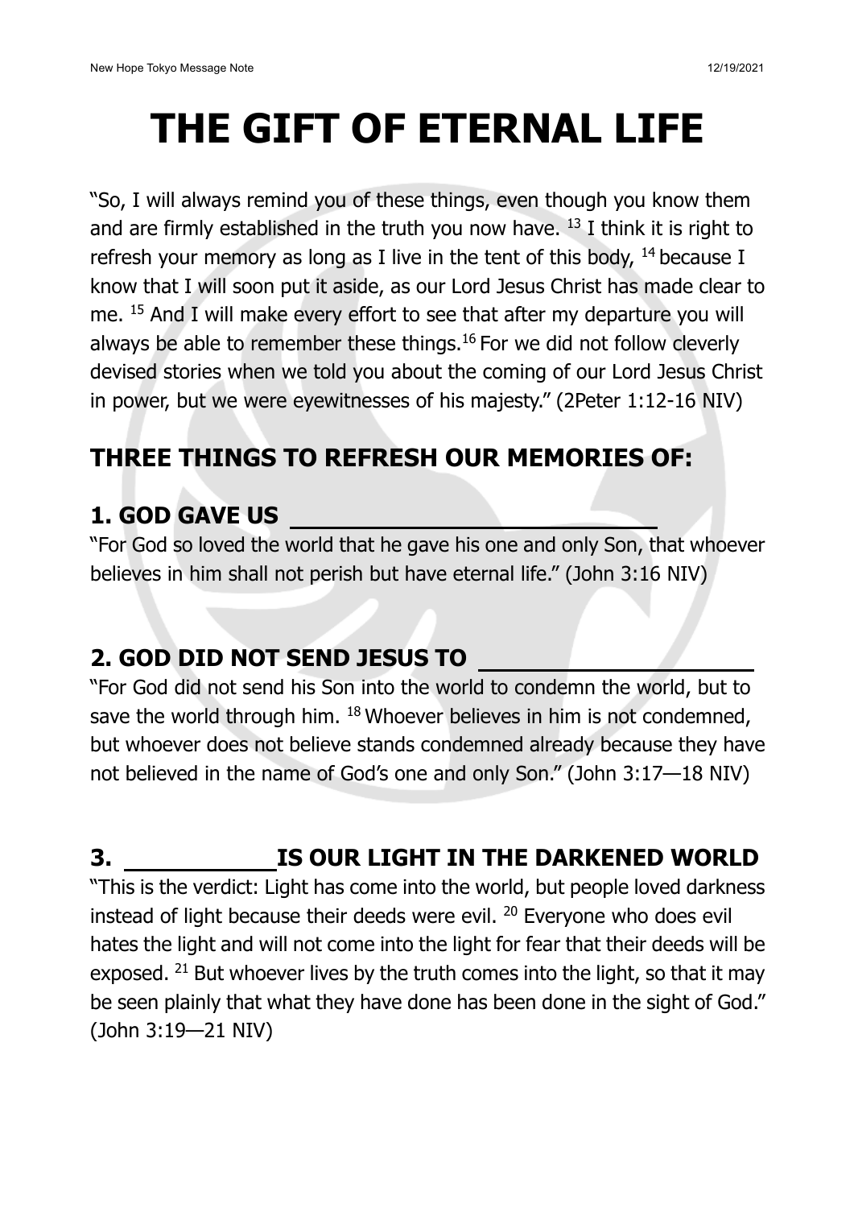# THE GIFT OF ETERNAL LIFE

"So, I will always remind you of these things, even though you know them and are firmly established in the truth you now have. [13] I think it is right to refresh your memory as long as I live in the tent of this body, [14] because I know that I will soon put it aside, as our Lord Jesus Christ has made clear to me. [15] And I will make every effort to see that after my departure you will always be able to remember these things.[16] For we did not follow cleverly devised stories when we told you about the coming of our Lord Jesus Christ in power, but we were eyewitnesses of his majesty." (2Peter 1:12-16 NIV)

## THREE THINGS TO REFRESH OUR MEMORIES OF:

### 1. GOD GAVE US ____________________________

"For God so loved the world that he gave his one and only Son, that whoever believes in him shall not perish but have eternal life." (John 3:16 NIV)

### 2. GOD DID NOT SEND JESUS TO ______________________

"For God did not send his Son into the world to condemn the world, but to save the world through him. [18] Whoever believes in him is not condemned, but whoever does not believe stands condemned already because they have not believed in the name of God's one and only Son." (John 3:17—18 NIV)

### 3. ____________ IS OUR LIGHT IN THE DARKENED WORLD

"This is the verdict: Light has come into the world, but people loved darkness instead of light because their deeds were evil. [20] Everyone who does evil hates the light and will not come into the light for fear that their deeds will be exposed. [21] But whoever lives by the truth comes into the light, so that it may be seen plainly that what they have done has been done in the sight of God." (John 3:19—21 NIV)